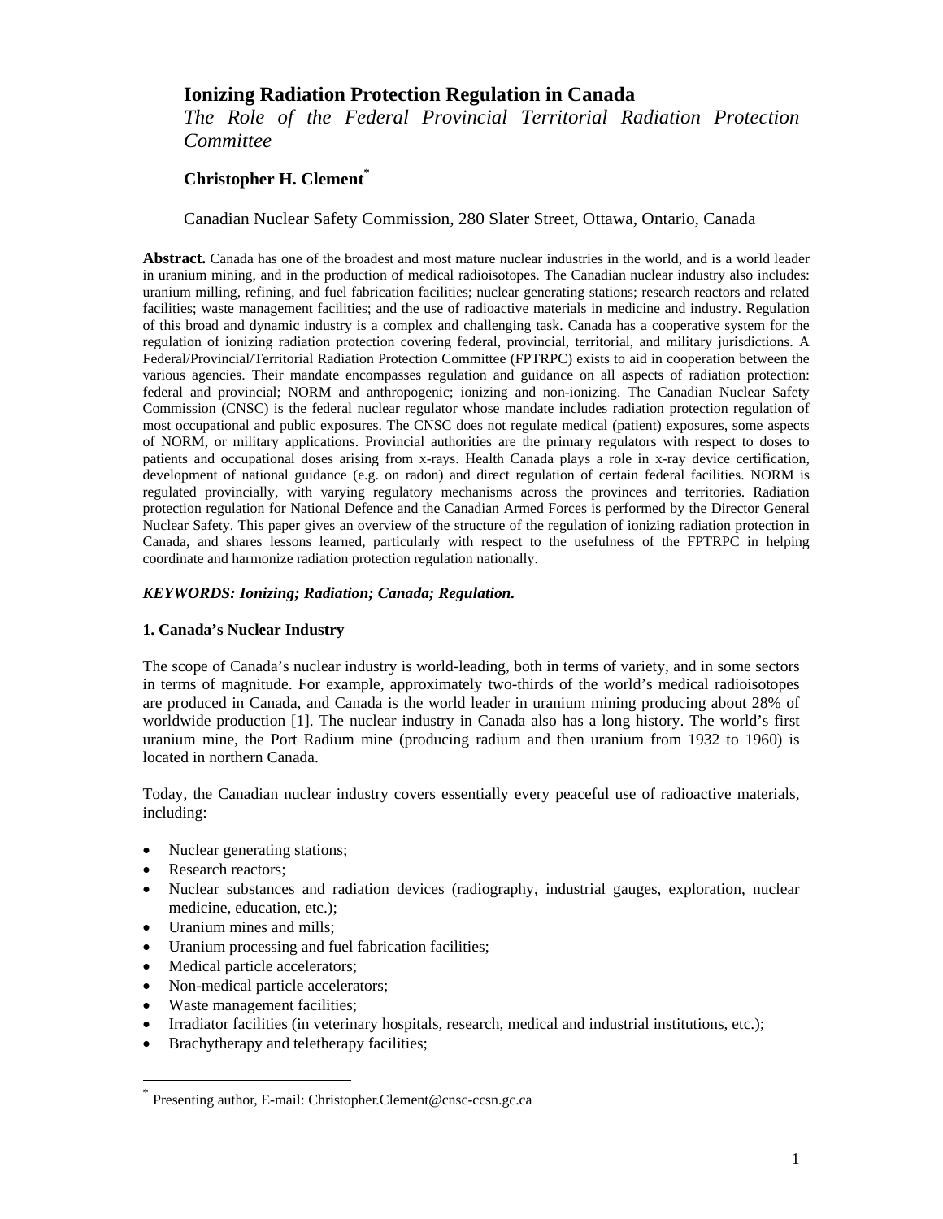# Ionizing Radiation Protection Regulation in Canada

*The Role of the Federal Provincial Territorial Radiation Protection Committee*

**Christopher H. Clement***

Canadian Nuclear Safety Commission, 280 Slater Street, Ottawa, Ontario, Canada

**Abstract.** Canada has one of the broadest and most mature nuclear industries in the world, and is a world leader in uranium mining, and in the production of medical radioisotopes. The Canadian nuclear industry also includes: uranium milling, refining, and fuel fabrication facilities; nuclear generating stations; research reactors and related facilities; waste management facilities; and the use of radioactive materials in medicine and industry. Regulation of this broad and dynamic industry is a complex and challenging task. Canada has a cooperative system for the regulation of ionizing radiation protection covering federal, provincial, territorial, and military jurisdictions. A Federal/Provincial/Territorial Radiation Protection Committee (FPTRPC) exists to aid in cooperation between the various agencies. Their mandate encompasses regulation and guidance on all aspects of radiation protection: federal and provincial; NORM and anthropogenic; ionizing and non-ionizing. The Canadian Nuclear Safety Commission (CNSC) is the federal nuclear regulator whose mandate includes radiation protection regulation of most occupational and public exposures. The CNSC does not regulate medical (patient) exposures, some aspects of NORM, or military applications. Provincial authorities are the primary regulators with respect to doses to patients and occupational doses arising from x-rays. Health Canada plays a role in x-ray device certification, development of national guidance (e.g. on radon) and direct regulation of certain federal facilities. NORM is regulated provincially, with varying regulatory mechanisms across the provinces and territories. Radiation protection regulation for National Defence and the Canadian Armed Forces is performed by the Director General Nuclear Safety. This paper gives an overview of the structure of the regulation of ionizing radiation protection in Canada, and shares lessons learned, particularly with respect to the usefulness of the FPTRPC in helping coordinate and harmonize radiation protection regulation nationally.

***KEYWORDS: Ionizing; Radiation; Canada; Regulation.***

## 1. Canada's Nuclear Industry

The scope of Canada's nuclear industry is world-leading, both in terms of variety, and in some sectors in terms of magnitude. For example, approximately two-thirds of the world's medical radioisotopes are produced in Canada, and Canada is the world leader in uranium mining producing about 28% of worldwide production [1]. The nuclear industry in Canada also has a long history. The world's first uranium mine, the Port Radium mine (producing radium and then uranium from 1932 to 1960) is located in northern Canada.

Today, the Canadian nuclear industry covers essentially every peaceful use of radioactive materials, including:

- Nuclear generating stations;
- Research reactors;
- Nuclear substances and radiation devices (radiography, industrial gauges, exploration, nuclear medicine, education, etc.);
- Uranium mines and mills;
- Uranium processing and fuel fabrication facilities;
- Medical particle accelerators;
- Non-medical particle accelerators;
- Waste management facilities;
- Irradiator facilities (in veterinary hospitals, research, medical and industrial institutions, etc.);
- Brachytherapy and teletherapy facilities;

\* Presenting author, E-mail: Christopher.Clement@cnsc-ccsn.gc.ca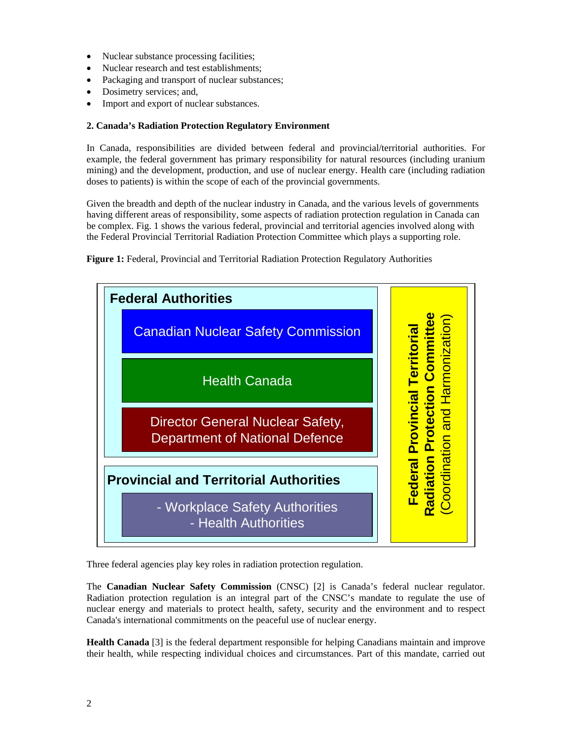- Nuclear substance processing facilities;
- Nuclear research and test establishments;
- Packaging and transport of nuclear substances;
- Dosimetry services; and,
- Import and export of nuclear substances.

## 2. Canada's Radiation Protection Regulatory Environment

In Canada, responsibilities are divided between federal and provincial/territorial authorities. For example, the federal government has primary responsibility for natural resources (including uranium mining) and the development, production, and use of nuclear energy. Health care (including radiation doses to patients) is within the scope of each of the provincial governments.

Given the breadth and depth of the nuclear industry in Canada, and the various levels of governments having different areas of responsibility, some aspects of radiation protection regulation in Canada can be complex. Fig. 1 shows the various federal, provincial and territorial agencies involved along with the Federal Provincial Territorial Radiation Protection Committee which plays a supporting role.

**Figure 1:** Federal, Provincial and Territorial Radiation Protection Regulatory Authorities

**Federal Authorities**

Canadian Nuclear Safety Commission

Health Canada

Director General Nuclear Safety, Department of National Defence

**Provincial and Territorial Authorities**

- Workplace Safety Authorities
- Health Authorities

**Federal Provincial Territorial Radiation Protection Committee** (Coordination and Harmonization)

Three federal agencies play key roles in radiation protection regulation.

The **Canadian Nuclear Safety Commission** (CNSC) [2] is Canada's federal nuclear regulator. Radiation protection regulation is an integral part of the CNSC's mandate to regulate the use of nuclear energy and materials to protect health, safety, security and the environment and to respect Canada's international commitments on the peaceful use of nuclear energy.

**Health Canada** [3] is the federal department responsible for helping Canadians maintain and improve their health, while respecting individual choices and circumstances. Part of this mandate, carried out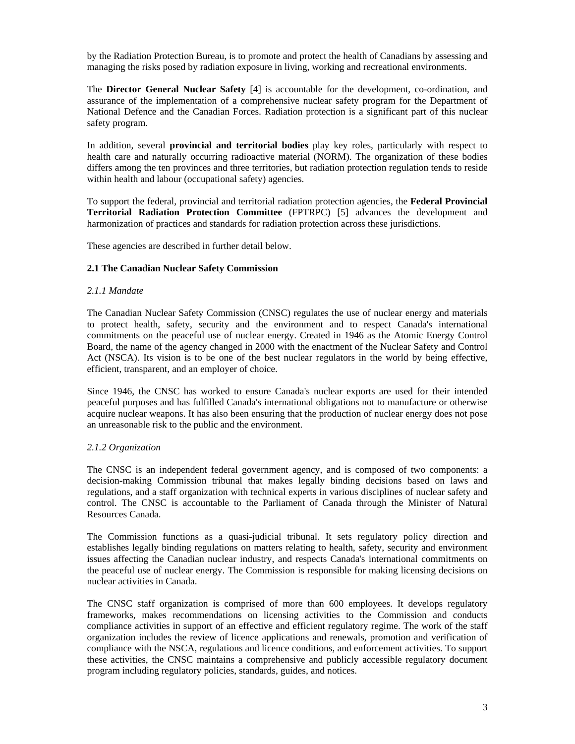by the Radiation Protection Bureau, is to promote and protect the health of Canadians by assessing and managing the risks posed by radiation exposure in living, working and recreational environments.

The **Director General Nuclear Safety** [4] is accountable for the development, co-ordination, and assurance of the implementation of a comprehensive nuclear safety program for the Department of National Defence and the Canadian Forces. Radiation protection is a significant part of this nuclear safety program.

In addition, several **provincial and territorial bodies** play key roles, particularly with respect to health care and naturally occurring radioactive material (NORM). The organization of these bodies differs among the ten provinces and three territories, but radiation protection regulation tends to reside within health and labour (occupational safety) agencies.

To support the federal, provincial and territorial radiation protection agencies, the **Federal Provincial Territorial Radiation Protection Committee** (FPTRPC) [5] advances the development and harmonization of practices and standards for radiation protection across these jurisdictions.

These agencies are described in further detail below.

### 2.1 The Canadian Nuclear Safety Commission

#### *2.1.1 Mandate*

The Canadian Nuclear Safety Commission (CNSC) regulates the use of nuclear energy and materials to protect health, safety, security and the environment and to respect Canada's international commitments on the peaceful use of nuclear energy. Created in 1946 as the Atomic Energy Control Board, the name of the agency changed in 2000 with the enactment of the Nuclear Safety and Control Act (NSCA). Its vision is to be one of the best nuclear regulators in the world by being effective, efficient, transparent, and an employer of choice.

Since 1946, the CNSC has worked to ensure Canada's nuclear exports are used for their intended peaceful purposes and has fulfilled Canada's international obligations not to manufacture or otherwise acquire nuclear weapons. It has also been ensuring that the production of nuclear energy does not pose an unreasonable risk to the public and the environment.

#### *2.1.2 Organization*

The CNSC is an independent federal government agency, and is composed of two components: a decision-making Commission tribunal that makes legally binding decisions based on laws and regulations, and a staff organization with technical experts in various disciplines of nuclear safety and control. The CNSC is accountable to the Parliament of Canada through the Minister of Natural Resources Canada.

The Commission functions as a quasi-judicial tribunal. It sets regulatory policy direction and establishes legally binding regulations on matters relating to health, safety, security and environment issues affecting the Canadian nuclear industry, and respects Canada's international commitments on the peaceful use of nuclear energy. The Commission is responsible for making licensing decisions on nuclear activities in Canada.

The CNSC staff organization is comprised of more than 600 employees. It develops regulatory frameworks, makes recommendations on licensing activities to the Commission and conducts compliance activities in support of an effective and efficient regulatory regime. The work of the staff organization includes the review of licence applications and renewals, promotion and verification of compliance with the NSCA, regulations and licence conditions, and enforcement activities. To support these activities, the CNSC maintains a comprehensive and publicly accessible regulatory document program including regulatory policies, standards, guides, and notices.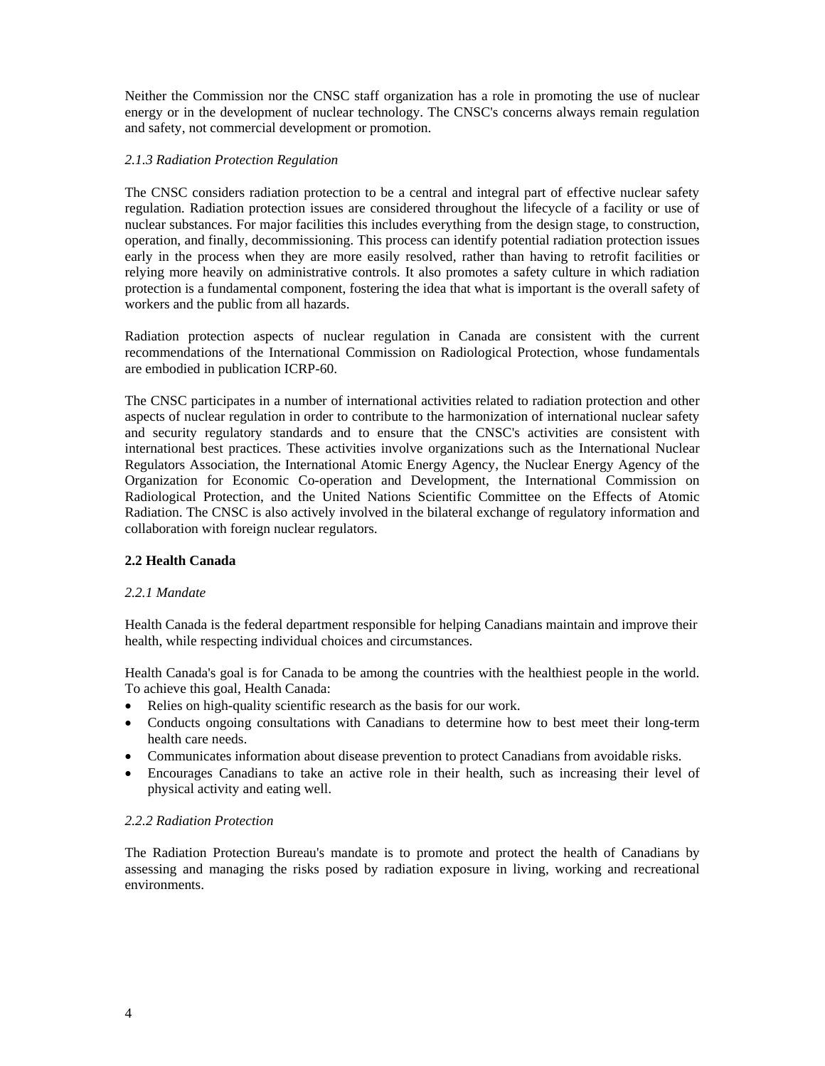Neither the Commission nor the CNSC staff organization has a role in promoting the use of nuclear energy or in the development of nuclear technology. The CNSC's concerns always remain regulation and safety, not commercial development or promotion.

*2.1.3 Radiation Protection Regulation*

The CNSC considers radiation protection to be a central and integral part of effective nuclear safety regulation. Radiation protection issues are considered throughout the lifecycle of a facility or use of nuclear substances. For major facilities this includes everything from the design stage, to construction, operation, and finally, decommissioning. This process can identify potential radiation protection issues early in the process when they are more easily resolved, rather than having to retrofit facilities or relying more heavily on administrative controls. It also promotes a safety culture in which radiation protection is a fundamental component, fostering the idea that what is important is the overall safety of workers and the public from all hazards.

Radiation protection aspects of nuclear regulation in Canada are consistent with the current recommendations of the International Commission on Radiological Protection, whose fundamentals are embodied in publication ICRP-60.

The CNSC participates in a number of international activities related to radiation protection and other aspects of nuclear regulation in order to contribute to the harmonization of international nuclear safety and security regulatory standards and to ensure that the CNSC's activities are consistent with international best practices. These activities involve organizations such as the International Nuclear Regulators Association, the International Atomic Energy Agency, the Nuclear Energy Agency of the Organization for Economic Co-operation and Development, the International Commission on Radiological Protection, and the United Nations Scientific Committee on the Effects of Atomic Radiation. The CNSC is also actively involved in the bilateral exchange of regulatory information and collaboration with foreign nuclear regulators.

**2.2 Health Canada**

*2.2.1 Mandate*

Health Canada is the federal department responsible for helping Canadians maintain and improve their health, while respecting individual choices and circumstances.

Health Canada's goal is for Canada to be among the countries with the healthiest people in the world. To achieve this goal, Health Canada:

- Relies on high-quality scientific research as the basis for our work.
- Conducts ongoing consultations with Canadians to determine how to best meet their long-term health care needs.
- Communicates information about disease prevention to protect Canadians from avoidable risks.
- Encourages Canadians to take an active role in their health, such as increasing their level of physical activity and eating well.

*2.2.2 Radiation Protection*

The Radiation Protection Bureau's mandate is to promote and protect the health of Canadians by assessing and managing the risks posed by radiation exposure in living, working and recreational environments.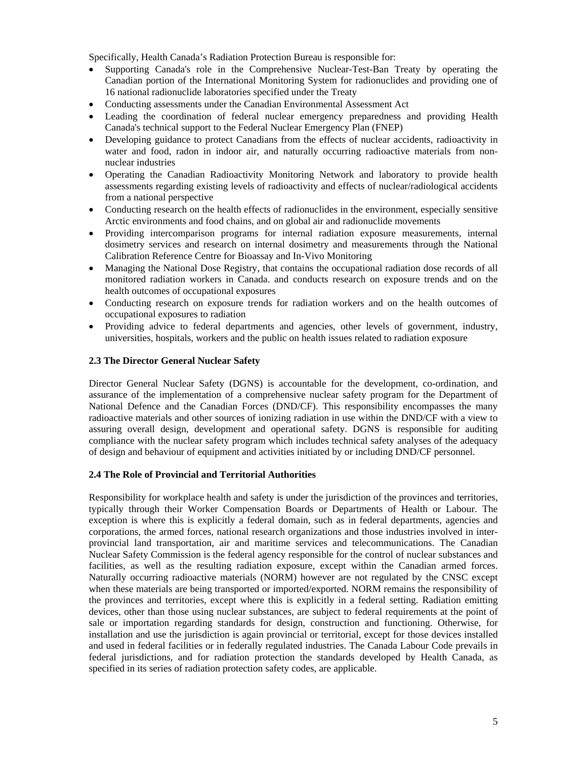Specifically, Health Canada's Radiation Protection Bureau is responsible for:

- Supporting Canada's role in the Comprehensive Nuclear-Test-Ban Treaty by operating the Canadian portion of the International Monitoring System for radionuclides and providing one of 16 national radionuclide laboratories specified under the Treaty
- Conducting assessments under the Canadian Environmental Assessment Act
- Leading the coordination of federal nuclear emergency preparedness and providing Health Canada's technical support to the Federal Nuclear Emergency Plan (FNEP)
- Developing guidance to protect Canadians from the effects of nuclear accidents, radioactivity in water and food, radon in indoor air, and naturally occurring radioactive materials from non-nuclear industries
- Operating the Canadian Radioactivity Monitoring Network and laboratory to provide health assessments regarding existing levels of radioactivity and effects of nuclear/radiological accidents from a national perspective
- Conducting research on the health effects of radionuclides in the environment, especially sensitive Arctic environments and food chains, and on global air and radionuclide movements
- Providing intercomparison programs for internal radiation exposure measurements, internal dosimetry services and research on internal dosimetry and measurements through the National Calibration Reference Centre for Bioassay and In-Vivo Monitoring
- Managing the National Dose Registry, that contains the occupational radiation dose records of all monitored radiation workers in Canada. and conducts research on exposure trends and on the health outcomes of occupational exposures
- Conducting research on exposure trends for radiation workers and on the health outcomes of occupational exposures to radiation
- Providing advice to federal departments and agencies, other levels of government, industry, universities, hospitals, workers and the public on health issues related to radiation exposure

### 2.3 The Director General Nuclear Safety

Director General Nuclear Safety (DGNS) is accountable for the development, co-ordination, and assurance of the implementation of a comprehensive nuclear safety program for the Department of National Defence and the Canadian Forces (DND/CF). This responsibility encompasses the many radioactive materials and other sources of ionizing radiation in use within the DND/CF with a view to assuring overall design, development and operational safety. DGNS is responsible for auditing compliance with the nuclear safety program which includes technical safety analyses of the adequacy of design and behaviour of equipment and activities initiated by or including DND/CF personnel.

### 2.4 The Role of Provincial and Territorial Authorities

Responsibility for workplace health and safety is under the jurisdiction of the provinces and territories, typically through their Worker Compensation Boards or Departments of Health or Labour. The exception is where this is explicitly a federal domain, such as in federal departments, agencies and corporations, the armed forces, national research organizations and those industries involved in inter-provincial land transportation, air and maritime services and telecommunications. The Canadian Nuclear Safety Commission is the federal agency responsible for the control of nuclear substances and facilities, as well as the resulting radiation exposure, except within the Canadian armed forces. Naturally occurring radioactive materials (NORM) however are not regulated by the CNSC except when these materials are being transported or imported/exported. NORM remains the responsibility of the provinces and territories, except where this is explicitly in a federal setting. Radiation emitting devices, other than those using nuclear substances, are subject to federal requirements at the point of sale or importation regarding standards for design, construction and functioning. Otherwise, for installation and use the jurisdiction is again provincial or territorial, except for those devices installed and used in federal facilities or in federally regulated industries. The Canada Labour Code prevails in federal jurisdictions, and for radiation protection the standards developed by Health Canada, as specified in its series of radiation protection safety codes, are applicable.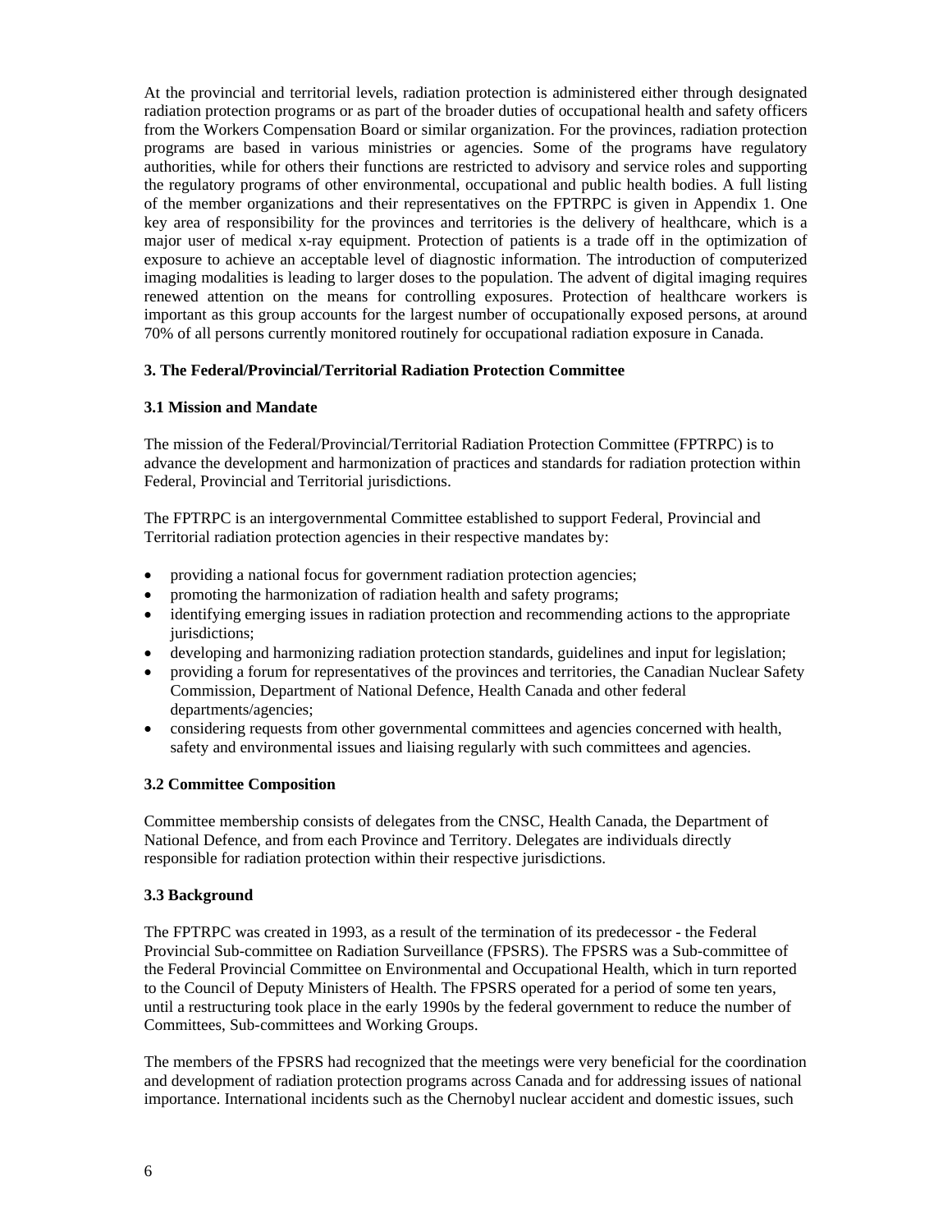At the provincial and territorial levels, radiation protection is administered either through designated radiation protection programs or as part of the broader duties of occupational health and safety officers from the Workers Compensation Board or similar organization. For the provinces, radiation protection programs are based in various ministries or agencies. Some of the programs have regulatory authorities, while for others their functions are restricted to advisory and service roles and supporting the regulatory programs of other environmental, occupational and public health bodies. A full listing of the member organizations and their representatives on the FPTRPC is given in Appendix 1. One key area of responsibility for the provinces and territories is the delivery of healthcare, which is a major user of medical x-ray equipment. Protection of patients is a trade off in the optimization of exposure to achieve an acceptable level of diagnostic information. The introduction of computerized imaging modalities is leading to larger doses to the population. The advent of digital imaging requires renewed attention on the means for controlling exposures. Protection of healthcare workers is important as this group accounts for the largest number of occupationally exposed persons, at around 70% of all persons currently monitored routinely for occupational radiation exposure in Canada.

## 3. The Federal/Provincial/Territorial Radiation Protection Committee

### 3.1 Mission and Mandate

The mission of the Federal/Provincial/Territorial Radiation Protection Committee (FPTRPC) is to advance the development and harmonization of practices and standards for radiation protection within Federal, Provincial and Territorial jurisdictions.

The FPTRPC is an intergovernmental Committee established to support Federal, Provincial and Territorial radiation protection agencies in their respective mandates by:

- providing a national focus for government radiation protection agencies;
- promoting the harmonization of radiation health and safety programs;
- identifying emerging issues in radiation protection and recommending actions to the appropriate jurisdictions;
- developing and harmonizing radiation protection standards, guidelines and input for legislation;
- providing a forum for representatives of the provinces and territories, the Canadian Nuclear Safety Commission, Department of National Defence, Health Canada and other federal departments/agencies;
- considering requests from other governmental committees and agencies concerned with health, safety and environmental issues and liaising regularly with such committees and agencies.

### 3.2 Committee Composition

Committee membership consists of delegates from the CNSC, Health Canada, the Department of National Defence, and from each Province and Territory. Delegates are individuals directly responsible for radiation protection within their respective jurisdictions.

### 3.3 Background

The FPTRPC was created in 1993, as a result of the termination of its predecessor - the Federal Provincial Sub-committee on Radiation Surveillance (FPSRS). The FPSRS was a Sub-committee of the Federal Provincial Committee on Environmental and Occupational Health, which in turn reported to the Council of Deputy Ministers of Health. The FPSRS operated for a period of some ten years, until a restructuring took place in the early 1990s by the federal government to reduce the number of Committees, Sub-committees and Working Groups.

The members of the FPSRS had recognized that the meetings were very beneficial for the coordination and development of radiation protection programs across Canada and for addressing issues of national importance. International incidents such as the Chernobyl nuclear accident and domestic issues, such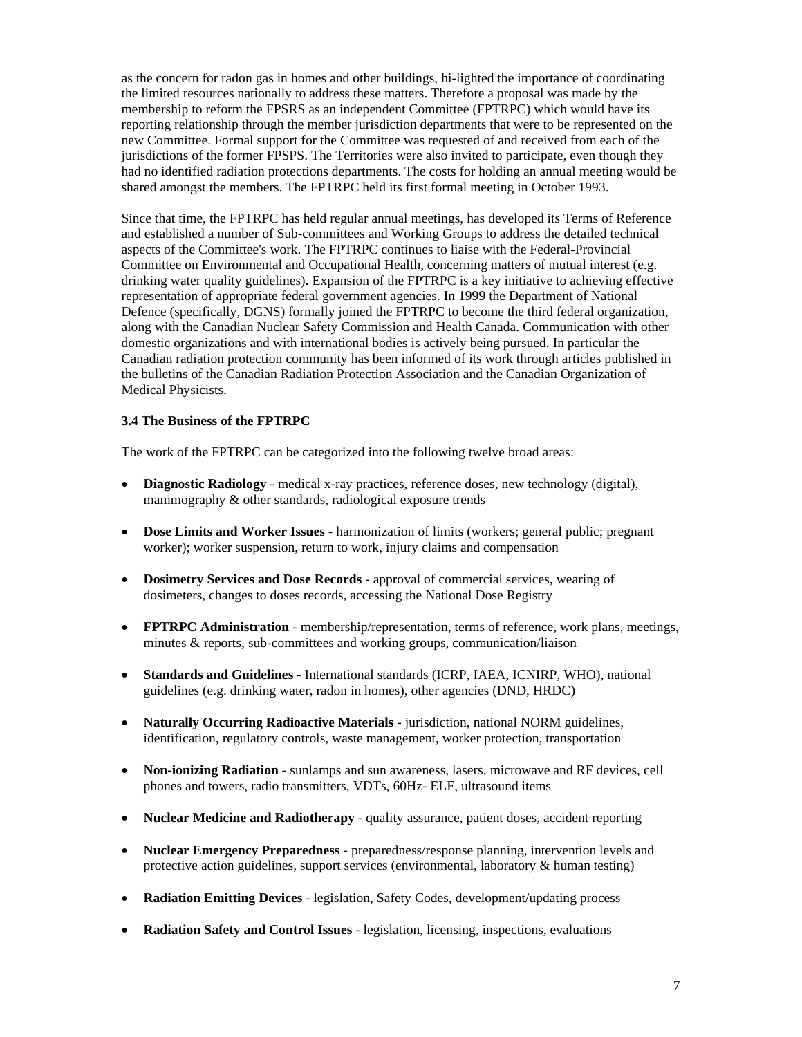as the concern for radon gas in homes and other buildings, hi-lighted the importance of coordinating the limited resources nationally to address these matters. Therefore a proposal was made by the membership to reform the FPSRS as an independent Committee (FPTRPC) which would have its reporting relationship through the member jurisdiction departments that were to be represented on the new Committee. Formal support for the Committee was requested of and received from each of the jurisdictions of the former FPSPS. The Territories were also invited to participate, even though they had no identified radiation protections departments. The costs for holding an annual meeting would be shared amongst the members. The FPTRPC held its first formal meeting in October 1993.

Since that time, the FPTRPC has held regular annual meetings, has developed its Terms of Reference and established a number of Sub-committees and Working Groups to address the detailed technical aspects of the Committee's work. The FPTRPC continues to liaise with the Federal-Provincial Committee on Environmental and Occupational Health, concerning matters of mutual interest (e.g. drinking water quality guidelines). Expansion of the FPTRPC is a key initiative to achieving effective representation of appropriate federal government agencies. In 1999 the Department of National Defence (specifically, DGNS) formally joined the FPTRPC to become the third federal organization, along with the Canadian Nuclear Safety Commission and Health Canada. Communication with other domestic organizations and with international bodies is actively being pursued. In particular the Canadian radiation protection community has been informed of its work through articles published in the bulletins of the Canadian Radiation Protection Association and the Canadian Organization of Medical Physicists.

### 3.4 The Business of the FPTRPC

The work of the FPTRPC can be categorized into the following twelve broad areas:

- **Diagnostic Radiology** - medical x-ray practices, reference doses, new technology (digital), mammography & other standards, radiological exposure trends
- **Dose Limits and Worker Issues** - harmonization of limits (workers; general public; pregnant worker); worker suspension, return to work, injury claims and compensation
- **Dosimetry Services and Dose Records** - approval of commercial services, wearing of dosimeters, changes to doses records, accessing the National Dose Registry
- **FPTRPC Administration** - membership/representation, terms of reference, work plans, meetings, minutes & reports, sub-committees and working groups, communication/liaison
- **Standards and Guidelines** - International standards (ICRP, IAEA, ICNIRP, WHO), national guidelines (e.g. drinking water, radon in homes), other agencies (DND, HRDC)
- **Naturally Occurring Radioactive Materials** - jurisdiction, national NORM guidelines, identification, regulatory controls, waste management, worker protection, transportation
- **Non-ionizing Radiation** - sunlamps and sun awareness, lasers, microwave and RF devices, cell phones and towers, radio transmitters, VDTs, 60Hz- ELF, ultrasound items
- **Nuclear Medicine and Radiotherapy** - quality assurance, patient doses, accident reporting
- **Nuclear Emergency Preparedness** - preparedness/response planning, intervention levels and protective action guidelines, support services (environmental, laboratory & human testing)
- **Radiation Emitting Devices** - legislation, Safety Codes, development/updating process
- **Radiation Safety and Control Issues** - legislation, licensing, inspections, evaluations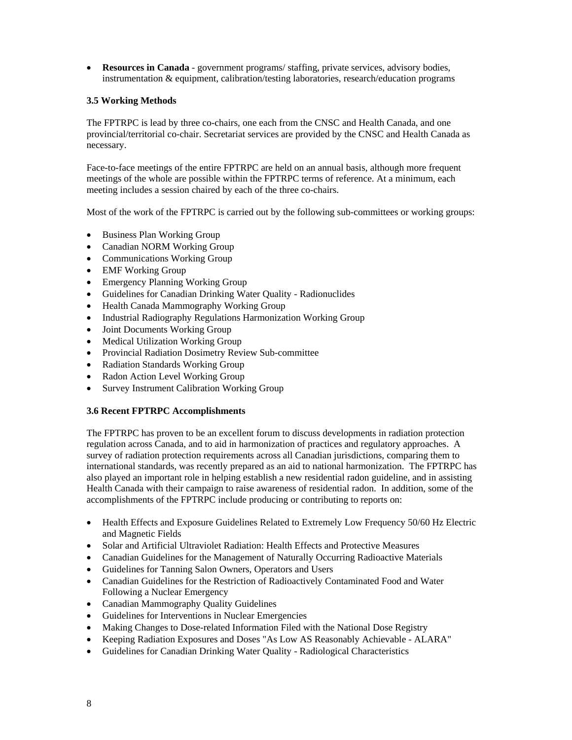- **Resources in Canada** - government programs/ staffing, private services, advisory bodies, instrumentation & equipment, calibration/testing laboratories, research/education programs

### 3.5 Working Methods

The FPTRPC is lead by three co-chairs, one each from the CNSC and Health Canada, and one provincial/territorial co-chair. Secretariat services are provided by the CNSC and Health Canada as necessary.

Face-to-face meetings of the entire FPTRPC are held on an annual basis, although more frequent meetings of the whole are possible within the FPTRPC terms of reference. At a minimum, each meeting includes a session chaired by each of the three co-chairs.

Most of the work of the FPTRPC is carried out by the following sub-committees or working groups:

- Business Plan Working Group
- Canadian NORM Working Group
- Communications Working Group
- EMF Working Group
- Emergency Planning Working Group
- Guidelines for Canadian Drinking Water Quality - Radionuclides
- Health Canada Mammography Working Group
- Industrial Radiography Regulations Harmonization Working Group
- Joint Documents Working Group
- Medical Utilization Working Group
- Provincial Radiation Dosimetry Review Sub-committee
- Radiation Standards Working Group
- Radon Action Level Working Group
- Survey Instrument Calibration Working Group

### 3.6 Recent FPTRPC Accomplishments

The FPTRPC has proven to be an excellent forum to discuss developments in radiation protection regulation across Canada, and to aid in harmonization of practices and regulatory approaches. A survey of radiation protection requirements across all Canadian jurisdictions, comparing them to international standards, was recently prepared as an aid to national harmonization. The FPTRPC has also played an important role in helping establish a new residential radon guideline, and in assisting Health Canada with their campaign to raise awareness of residential radon. In addition, some of the accomplishments of the FPTRPC include producing or contributing to reports on:

- Health Effects and Exposure Guidelines Related to Extremely Low Frequency 50/60 Hz Electric and Magnetic Fields
- Solar and Artificial Ultraviolet Radiation: Health Effects and Protective Measures
- Canadian Guidelines for the Management of Naturally Occurring Radioactive Materials
- Guidelines for Tanning Salon Owners, Operators and Users
- Canadian Guidelines for the Restriction of Radioactively Contaminated Food and Water Following a Nuclear Emergency
- Canadian Mammography Quality Guidelines
- Guidelines for Interventions in Nuclear Emergencies
- Making Changes to Dose-related Information Filed with the National Dose Registry
- Keeping Radiation Exposures and Doses "As Low AS Reasonably Achievable - ALARA"
- Guidelines for Canadian Drinking Water Quality - Radiological Characteristics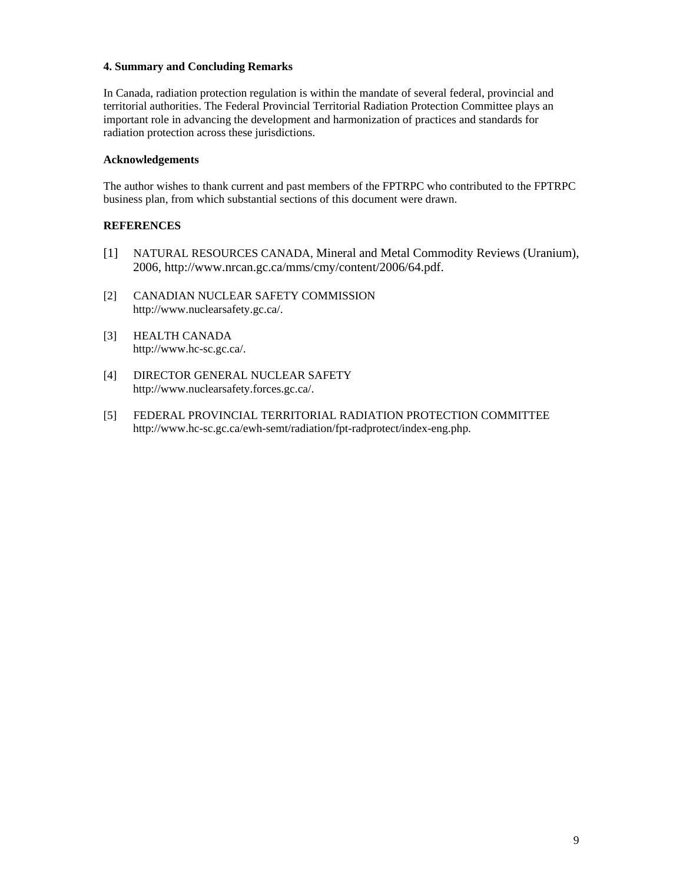### 4. Summary and Concluding Remarks

In Canada, radiation protection regulation is within the mandate of several federal, provincial and territorial authorities. The Federal Provincial Territorial Radiation Protection Committee plays an important role in advancing the development and harmonization of practices and standards for radiation protection across these jurisdictions.

### Acknowledgements

The author wishes to thank current and past members of the FPTRPC who contributed to the FPTRPC business plan, from which substantial sections of this document were drawn.

### REFERENCES

[1] NATURAL RESOURCES CANADA, Mineral and Metal Commodity Reviews (Uranium), 2006, http://www.nrcan.gc.ca/mms/cmy/content/2006/64.pdf.

[2] CANADIAN NUCLEAR SAFETY COMMISSION http://www.nuclearsafety.gc.ca/.

[3] HEALTH CANADA http://www.hc-sc.gc.ca/.

[4] DIRECTOR GENERAL NUCLEAR SAFETY http://www.nuclearsafety.forces.gc.ca/.

[5] FEDERAL PROVINCIAL TERRITORIAL RADIATION PROTECTION COMMITTEE http://www.hc-sc.gc.ca/ewh-semt/radiation/fpt-radprotect/index-eng.php.